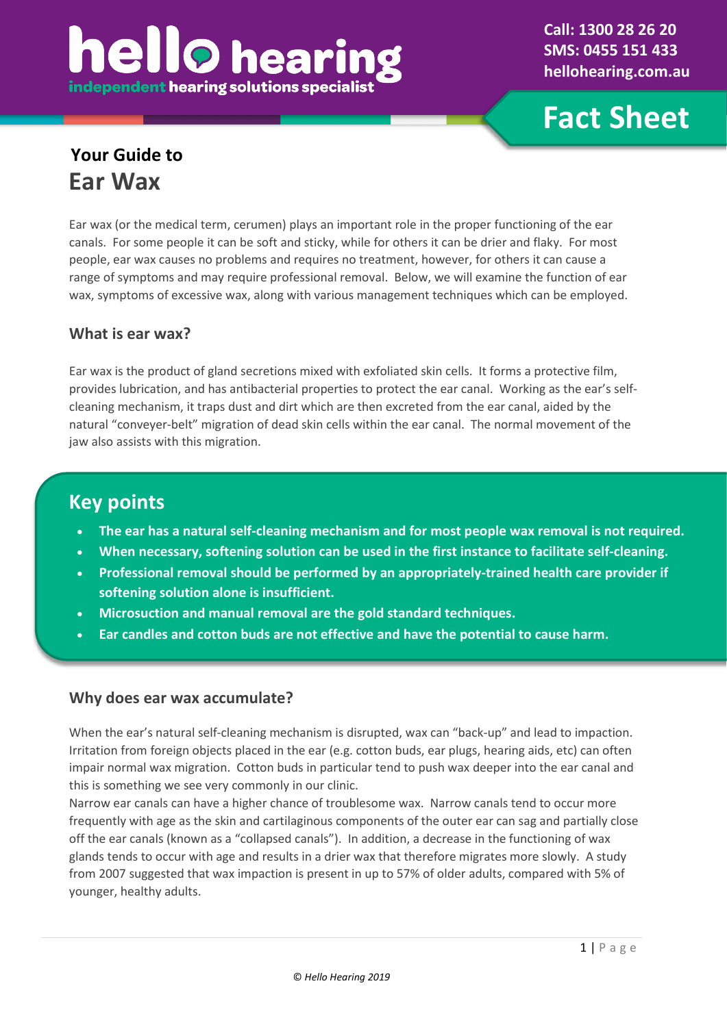# hello hearing

independent hearing solutions specialist

Call: 1300 28 26 20
SMS: 0455 151 433
hellohearing.com.au

**Fact Sheet**

## Your Guide to
# Ear Wax

Ear wax (or the medical term, cerumen) plays an important role in the proper functioning of the ear canals. For some people it can be soft and sticky, while for others it can be drier and flaky. For most people, ear wax causes no problems and requires no treatment, however, for others it can cause a range of symptoms and may require professional removal. Below, we will examine the function of ear wax, symptoms of excessive wax, along with various management techniques which can be employed.

### What is ear wax?

Ear wax is the product of gland secretions mixed with exfoliated skin cells. It forms a protective film, provides lubrication, and has antibacterial properties to protect the ear canal. Working as the ear's self-cleaning mechanism, it traps dust and dirt which are then excreted from the ear canal, aided by the natural "conveyer-belt" migration of dead skin cells within the ear canal. The normal movement of the jaw also assists with this migration.

## Key points

- **The ear has a natural self-cleaning mechanism and for most people wax removal is not required.**
- **When necessary, softening solution can be used in the first instance to facilitate self-cleaning.**
- **Professional removal should be performed by an appropriately-trained health care provider if softening solution alone is insufficient.**
- **Microsuction and manual removal are the gold standard techniques.**
- **Ear candles and cotton buds are not effective and have the potential to cause harm.**

### Why does ear wax accumulate?

When the ear's natural self-cleaning mechanism is disrupted, wax can "back-up" and lead to impaction. Irritation from foreign objects placed in the ear (e.g. cotton buds, ear plugs, hearing aids, etc) can often impair normal wax migration. Cotton buds in particular tend to push wax deeper into the ear canal and this is something we see very commonly in our clinic.

Narrow ear canals can have a higher chance of troublesome wax. Narrow canals tend to occur more frequently with age as the skin and cartilaginous components of the outer ear can sag and partially close off the ear canals (known as a "collapsed canals"). In addition, a decrease in the functioning of wax glands tends to occur with age and results in a drier wax that therefore migrates more slowly. A study from 2007 suggested that wax impaction is present in up to 57% of older adults, compared with 5% of younger, healthy adults.

*© Hello Hearing 2019*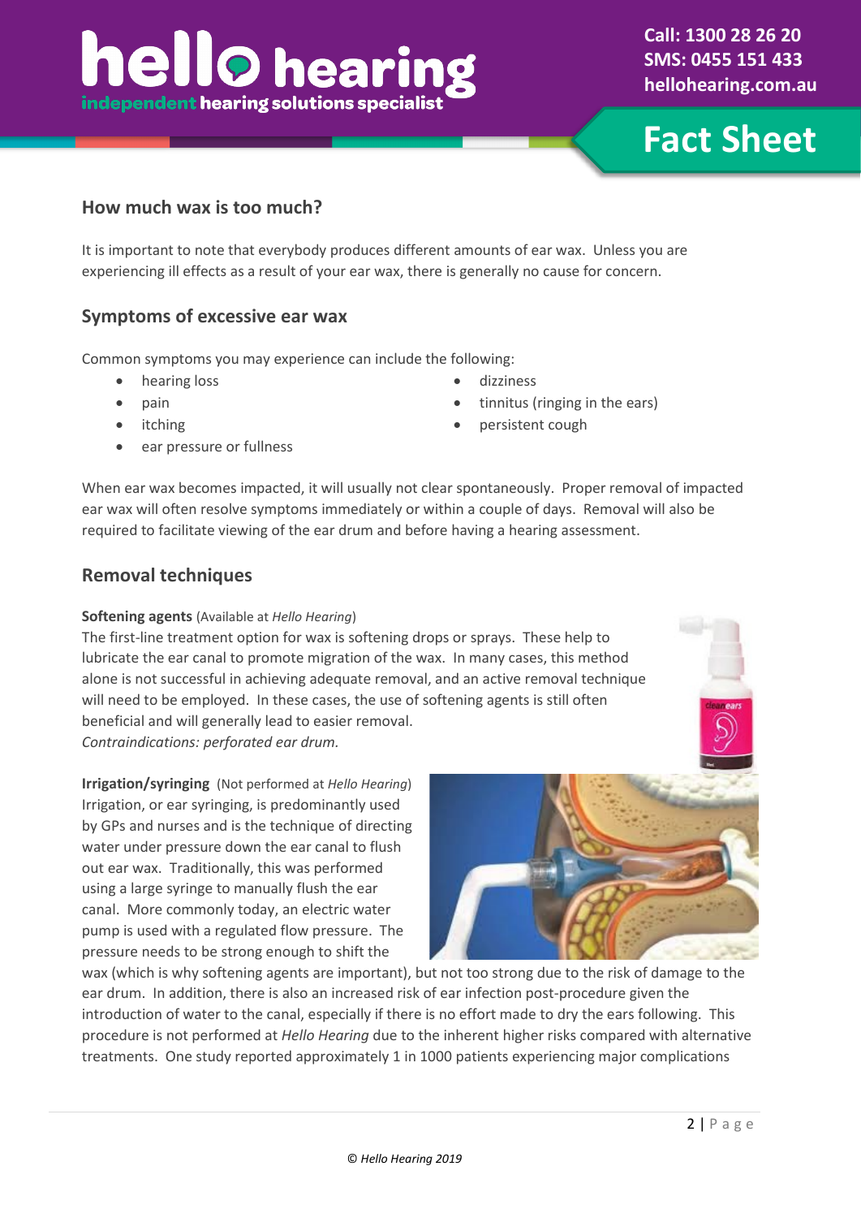## How much wax is too much?

It is important to note that everybody produces different amounts of ear wax. Unless you are experiencing ill effects as a result of your ear wax, there is generally no cause for concern.

## Symptoms of excessive ear wax

Common symptoms you may experience can include the following:

- hearing loss
- pain
- itching
- ear pressure or fullness
- dizziness
- tinnitus (ringing in the ears)
- persistent cough

When ear wax becomes impacted, it will usually not clear spontaneously. Proper removal of impacted ear wax will often resolve symptoms immediately or within a couple of days. Removal will also be required to facilitate viewing of the ear drum and before having a hearing assessment.

## Removal techniques

**Softening agents** (Available at *Hello Hearing*)
The first-line treatment option for wax is softening drops or sprays. These help to lubricate the ear canal to promote migration of the wax. In many cases, this method alone is not successful in achieving adequate removal, and an active removal technique will need to be employed. In these cases, the use of softening agents is still often beneficial and will generally lead to easier removal.
*Contraindications: perforated ear drum.*

**Irrigation/syringing** (Not performed at *Hello Hearing*)
Irrigation, or ear syringing, is predominantly used by GPs and nurses and is the technique of directing water under pressure down the ear canal to flush out ear wax. Traditionally, this was performed using a large syringe to manually flush the ear canal. More commonly today, an electric water pump is used with a regulated flow pressure. The pressure needs to be strong enough to shift the wax (which is why softening agents are important), but not too strong due to the risk of damage to the ear drum. In addition, there is also an increased risk of ear infection post-procedure given the introduction of water to the canal, especially if there is no effort made to dry the ears following. This procedure is not performed at *Hello Hearing* due to the inherent higher risks compared with alternative treatments. One study reported approximately 1 in 1000 patients experiencing major complications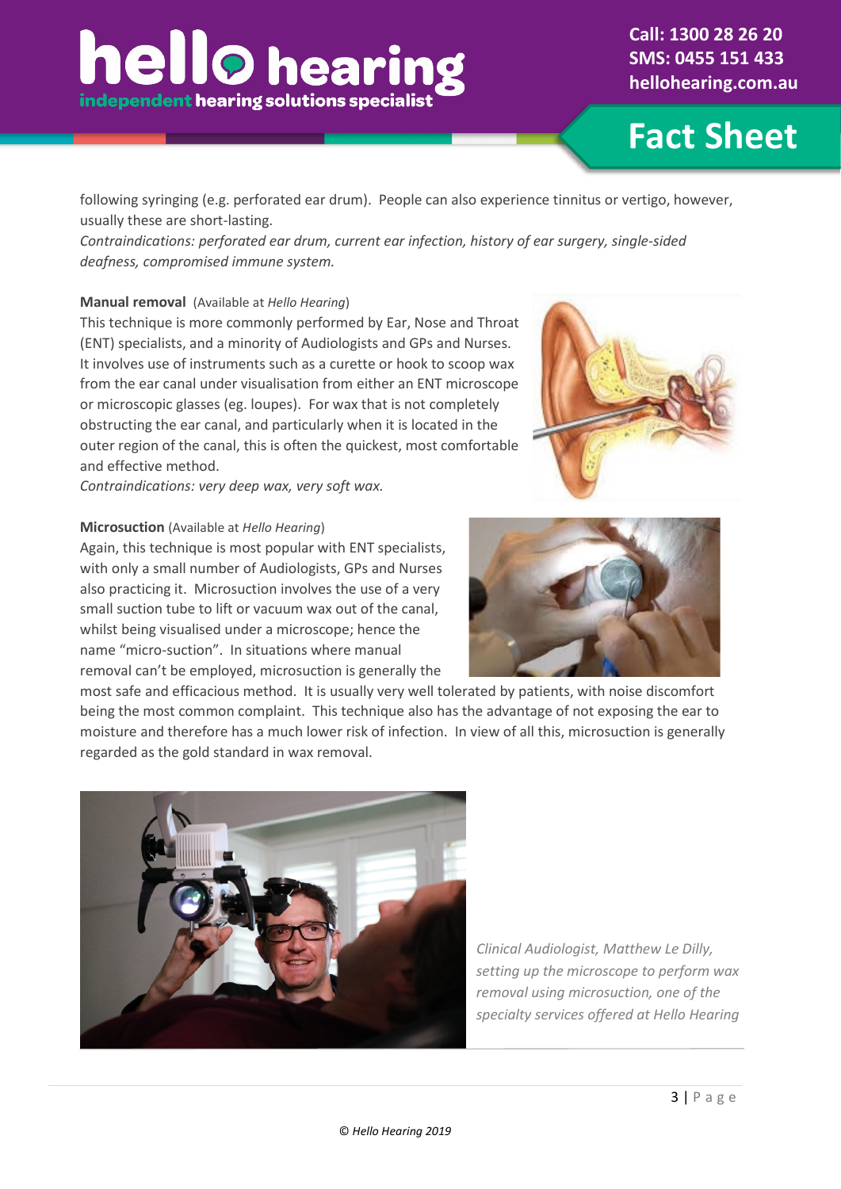following syringing (e.g. perforated ear drum). People can also experience tinnitus or vertigo, however, usually these are short-lasting.
*Contraindications: perforated ear drum, current ear infection, history of ear surgery, single-sided deafness, compromised immune system.*

**Manual removal** (Available at *Hello Hearing*)
This technique is more commonly performed by Ear, Nose and Throat (ENT) specialists, and a minority of Audiologists and GPs and Nurses. It involves use of instruments such as a curette or hook to scoop wax from the ear canal under visualisation from either an ENT microscope or microscopic glasses (eg. loupes). For wax that is not completely obstructing the ear canal, and particularly when it is located in the outer region of the canal, this is often the quickest, most comfortable and effective method.
*Contraindications: very deep wax, very soft wax.*

**Microsuction** (Available at *Hello Hearing*)
Again, this technique is most popular with ENT specialists, with only a small number of Audiologists, GPs and Nurses also practicing it. Microsuction involves the use of a very small suction tube to lift or vacuum wax out of the canal, whilst being visualised under a microscope; hence the name "micro-suction". In situations where manual removal can't be employed, microsuction is generally the most safe and efficacious method. It is usually very well tolerated by patients, with noise discomfort being the most common complaint. This technique also has the advantage of not exposing the ear to moisture and therefore has a much lower risk of infection. In view of all this, microsuction is generally regarded as the gold standard in wax removal.

*Clinical Audiologist, Matthew Le Dilly, setting up the microscope to perform wax removal using microsuction, one of the specialty services offered at Hello Hearing*

*© Hello Hearing 2019*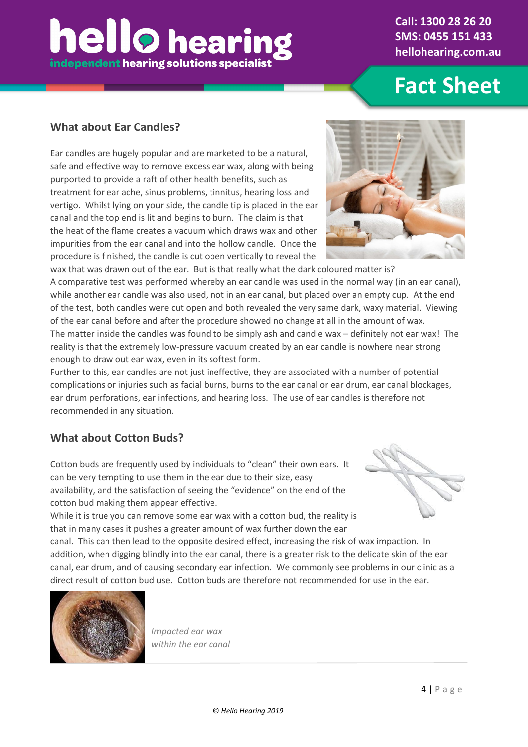## What about Ear Candles?

Ear candles are hugely popular and are marketed to be a natural, safe and effective way to remove excess ear wax, along with being purported to provide a raft of other health benefits, such as treatment for ear ache, sinus problems, tinnitus, hearing loss and vertigo. Whilst lying on your side, the candle tip is placed in the ear canal and the top end is lit and begins to burn. The claim is that the heat of the flame creates a vacuum which draws wax and other impurities from the ear canal and into the hollow candle. Once the procedure is finished, the candle is cut open vertically to reveal the wax that was drawn out of the ear. But is that really what the dark coloured matter is?

A comparative test was performed whereby an ear candle was used in the normal way (in an ear canal), while another ear candle was also used, not in an ear canal, but placed over an empty cup. At the end of the test, both candles were cut open and both revealed the very same dark, waxy material. Viewing of the ear canal before and after the procedure showed no change at all in the amount of wax.

The matter inside the candles was found to be simply ash and candle wax – definitely not ear wax! The reality is that the extremely low-pressure vacuum created by an ear candle is nowhere near strong enough to draw out ear wax, even in its softest form.

Further to this, ear candles are not just ineffective, they are associated with a number of potential complications or injuries such as facial burns, burns to the ear canal or ear drum, ear canal blockages, ear drum perforations, ear infections, and hearing loss. The use of ear candles is therefore not recommended in any situation.

## What about Cotton Buds?

Cotton buds are frequently used by individuals to "clean" their own ears. It can be very tempting to use them in the ear due to their size, easy availability, and the satisfaction of seeing the "evidence" on the end of the cotton bud making them appear effective.

While it is true you can remove some ear wax with a cotton bud, the reality is that in many cases it pushes a greater amount of wax further down the ear canal. This can then lead to the opposite desired effect, increasing the risk of wax impaction. In addition, when digging blindly into the ear canal, there is a greater risk to the delicate skin of the ear canal, ear drum, and of causing secondary ear infection. We commonly see problems in our clinic as a direct result of cotton bud use. Cotton buds are therefore not recommended for use in the ear.

*Impacted ear wax within the ear canal*